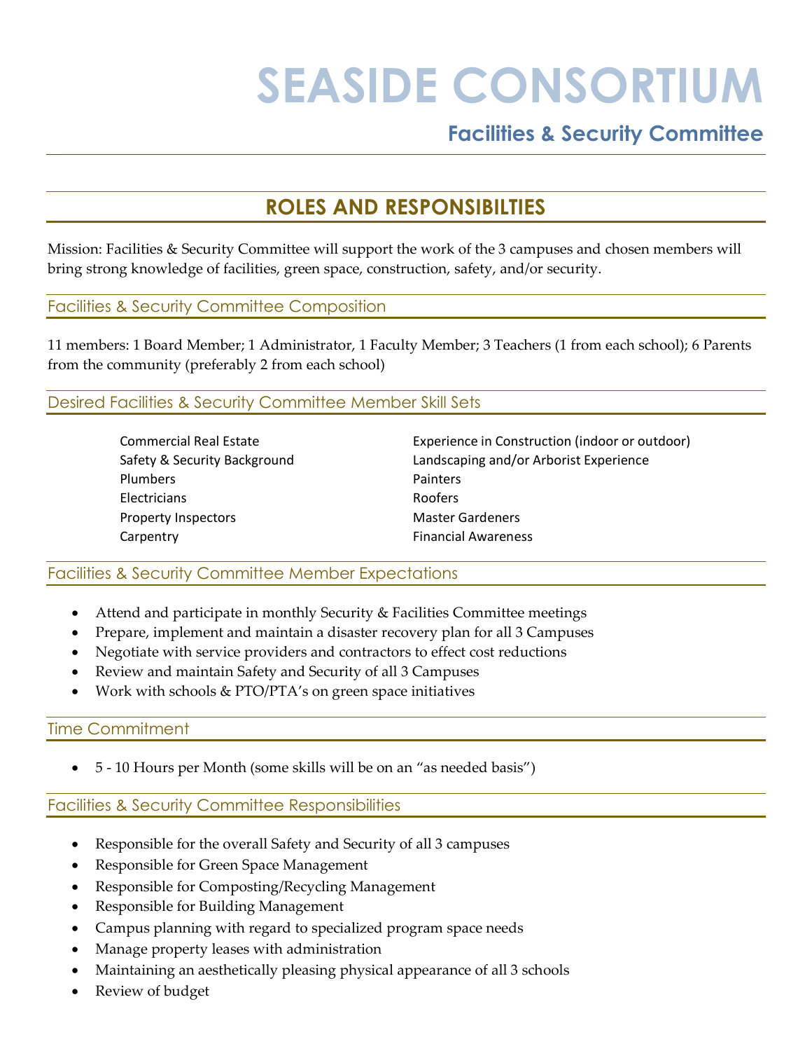# SEASIDE CONSORTIUM

## Facilities & Security Committee

## ROLES AND RESPONSIBILTIES

Mission: Facilities & Security Committee will support the work of the 3 campuses and chosen members will bring strong knowledge of facilities, green space, construction, safety, and/or security.

### Facilities & Security Committee Composition

11 members: 1 Board Member; 1 Administrator, 1 Faculty Member; 3 Teachers (1 from each school); 6 Parents from the community (preferably 2 from each school)

### Desired Facilities & Security Committee Member Skill Sets

- Commercial Real Estate
- Safety & Security Background
- Plumbers
- Electricians
- Property Inspectors
- Carpentry
- Experience in Construction (indoor or outdoor)
- Landscaping and/or Arborist Experience
- Painters
- Roofers
- Master Gardeners
- Financial Awareness

### Facilities & Security Committee Member Expectations

- Attend and participate in monthly Security & Facilities Committee meetings
- Prepare, implement and maintain a disaster recovery plan for all 3 Campuses
- Negotiate with service providers and contractors to effect cost reductions
- Review and maintain Safety and Security of all 3 Campuses
- Work with schools & PTO/PTA's on green space initiatives

### Time Commitment

- 5 - 10 Hours per Month (some skills will be on an "as needed basis")

### Facilities & Security Committee Responsibilities

- Responsible for the overall Safety and Security of all 3 campuses
- Responsible for Green Space Management
- Responsible for Composting/Recycling Management
- Responsible for Building Management
- Campus planning with regard to specialized program space needs
- Manage property leases with administration
- Maintaining an aesthetically pleasing physical appearance of all 3 schools
- Review of budget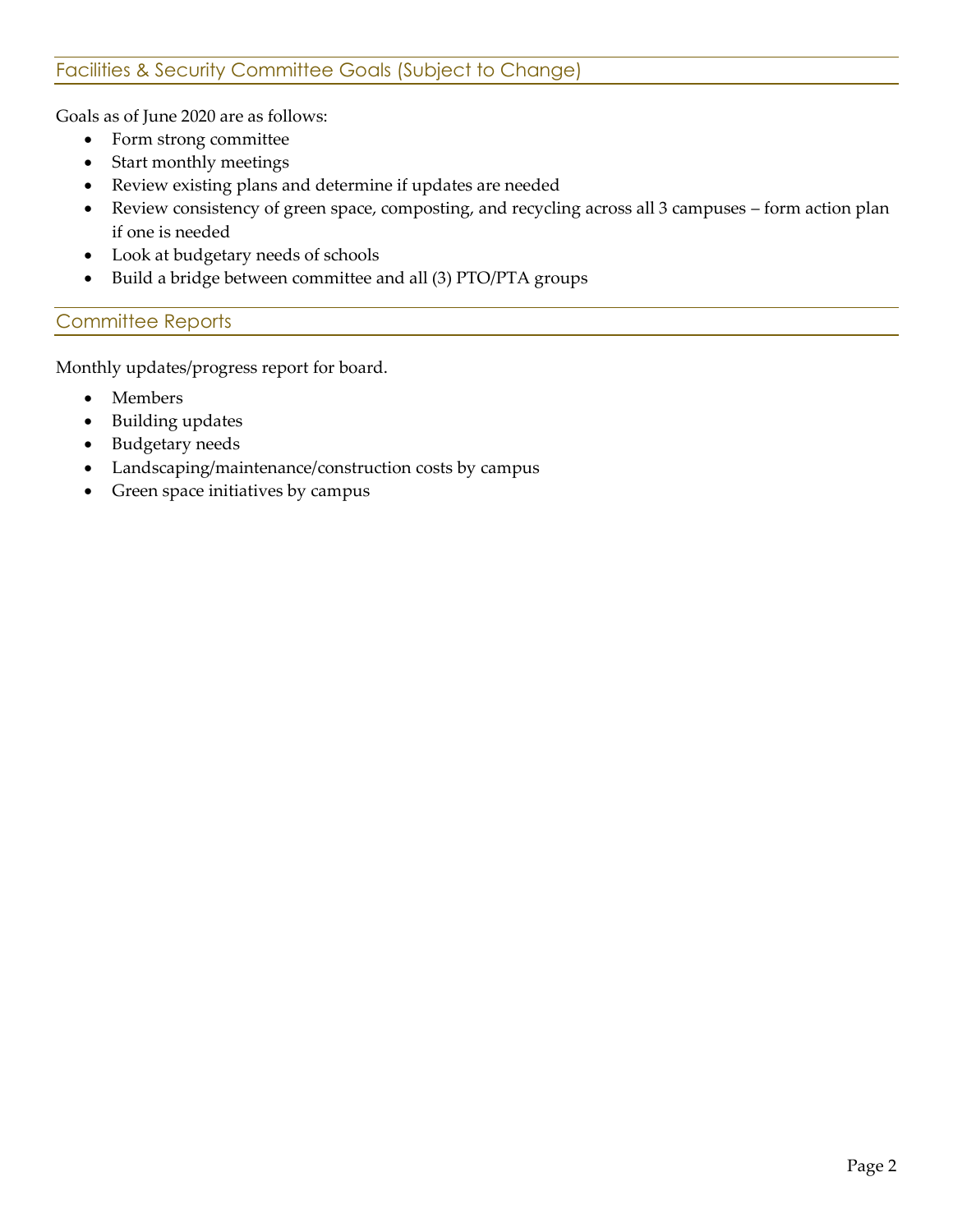## Facilities & Security Committee Goals (Subject to Change)

Goals as of June 2020 are as follows:

- Form strong committee
- Start monthly meetings
- Review existing plans and determine if updates are needed
- Review consistency of green space, composting, and recycling across all 3 campuses – form action plan if one is needed
- Look at budgetary needs of schools
- Build a bridge between committee and all (3) PTO/PTA groups

## Committee Reports

Monthly updates/progress report for board.

- Members
- Building updates
- Budgetary needs
- Landscaping/maintenance/construction costs by campus
- Green space initiatives by campus